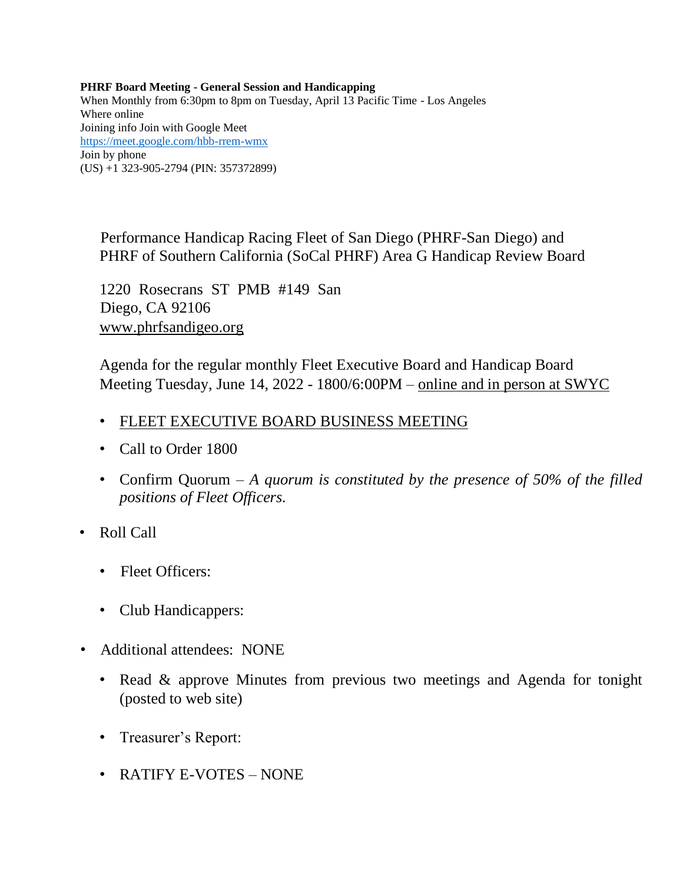**PHRF Board Meeting - General Session and Handicapping**
When Monthly from 6:30pm to 8pm on Tuesday, April 13 Pacific Time - Los Angeles
Where online
Joining info Join with Google Meet
https://meet.google.com/hbb-rrem-wmx
Join by phone
(US) +1 323-905-2794 (PIN: 357372899)

Performance Handicap Racing Fleet of San Diego (PHRF-San Diego) and PHRF of Southern California (SoCal PHRF) Area G Handicap Review Board

1220 Rosecrans ST PMB #149 San Diego, CA 92106
www.phrfsandigeo.org

Agenda for the regular monthly Fleet Executive Board and Handicap Board Meeting Tuesday, June 14, 2022 - 1800/6:00PM – online and in person at SWYC

- FLEET EXECUTIVE BOARD BUSINESS MEETING
- Call to Order 1800
- Confirm Quorum – *A quorum is constituted by the presence of 50% of the filled positions of Fleet Officers.*
- Roll Call
  - Fleet Officers:
  - Club Handicappers:
- Additional attendees: NONE
  - Read & approve Minutes from previous two meetings and Agenda for tonight (posted to web site)
  - Treasurer's Report:
  - RATIFY E-VOTES – NONE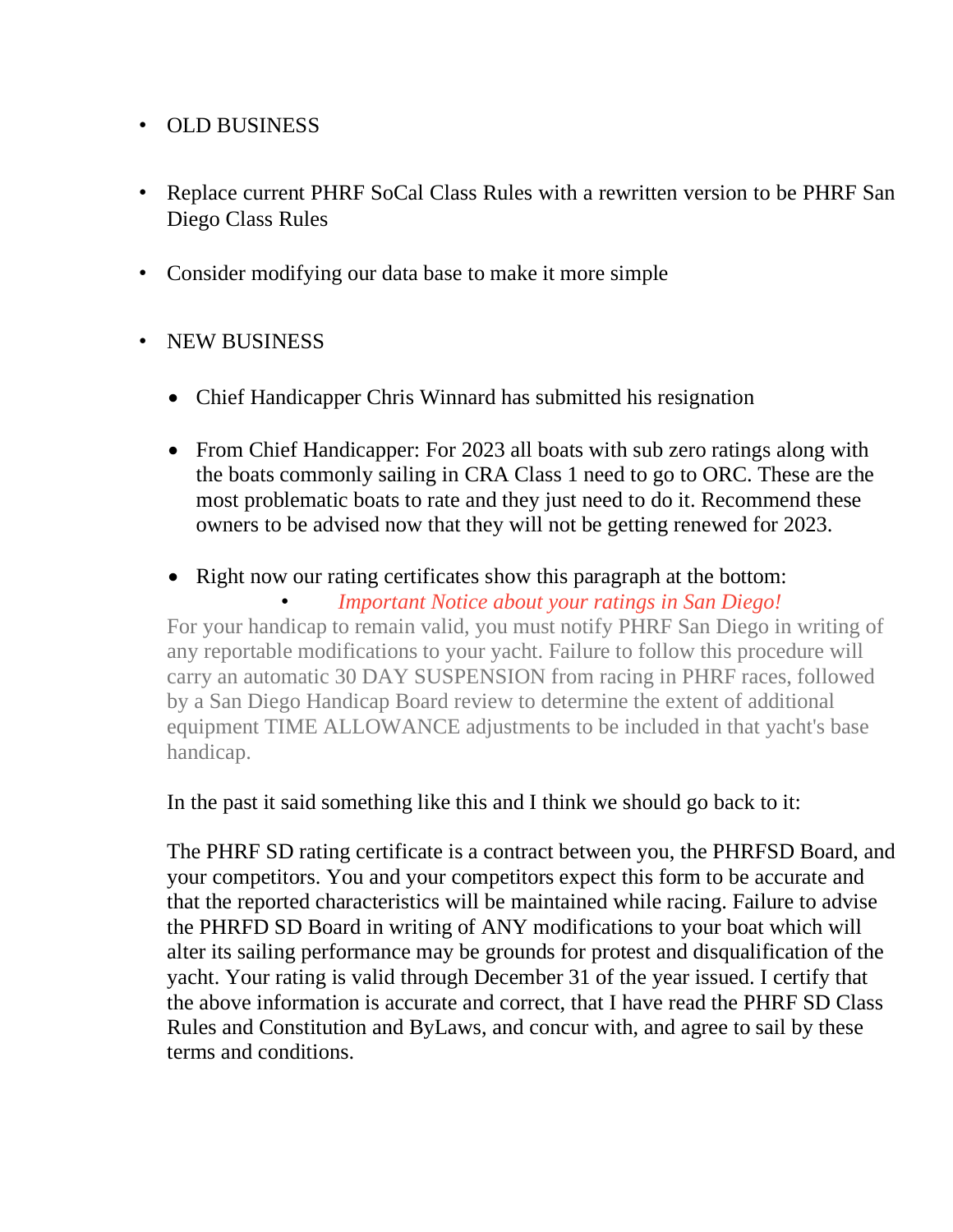- OLD BUSINESS

- Replace current PHRF SoCal Class Rules with a rewritten version to be PHRF San Diego Class Rules

- Consider modifying our data base to make it more simple

- NEW BUSINESS

  - Chief Handicapper Chris Winnard has submitted his resignation

  - From Chief Handicapper: For 2023 all boats with sub zero ratings along with the boats commonly sailing in CRA Class 1 need to go to ORC. These are the most problematic boats to rate and they just need to do it. Recommend these owners to be advised now that they will not be getting renewed for 2023.

  - Right now our rating certificates show this paragraph at the bottom:

    - *Important Notice about your ratings in San Diego!*

    For your handicap to remain valid, you must notify PHRF San Diego in writing of any reportable modifications to your yacht. Failure to follow this procedure will carry an automatic 30 DAY SUSPENSION from racing in PHRF races, followed by a San Diego Handicap Board review to determine the extent of additional equipment TIME ALLOWANCE adjustments to be included in that yacht's base handicap.

    In the past it said something like this and I think we should go back to it:

    The PHRF SD rating certificate is a contract between you, the PHRFSD Board, and your competitors. You and your competitors expect this form to be accurate and that the reported characteristics will be maintained while racing. Failure to advise the PHRFD SD Board in writing of ANY modifications to your boat which will alter its sailing performance may be grounds for protest and disqualification of the yacht. Your rating is valid through December 31 of the year issued. I certify that the above information is accurate and correct, that I have read the PHRF SD Class Rules and Constitution and ByLaws, and concur with, and agree to sail by these terms and conditions.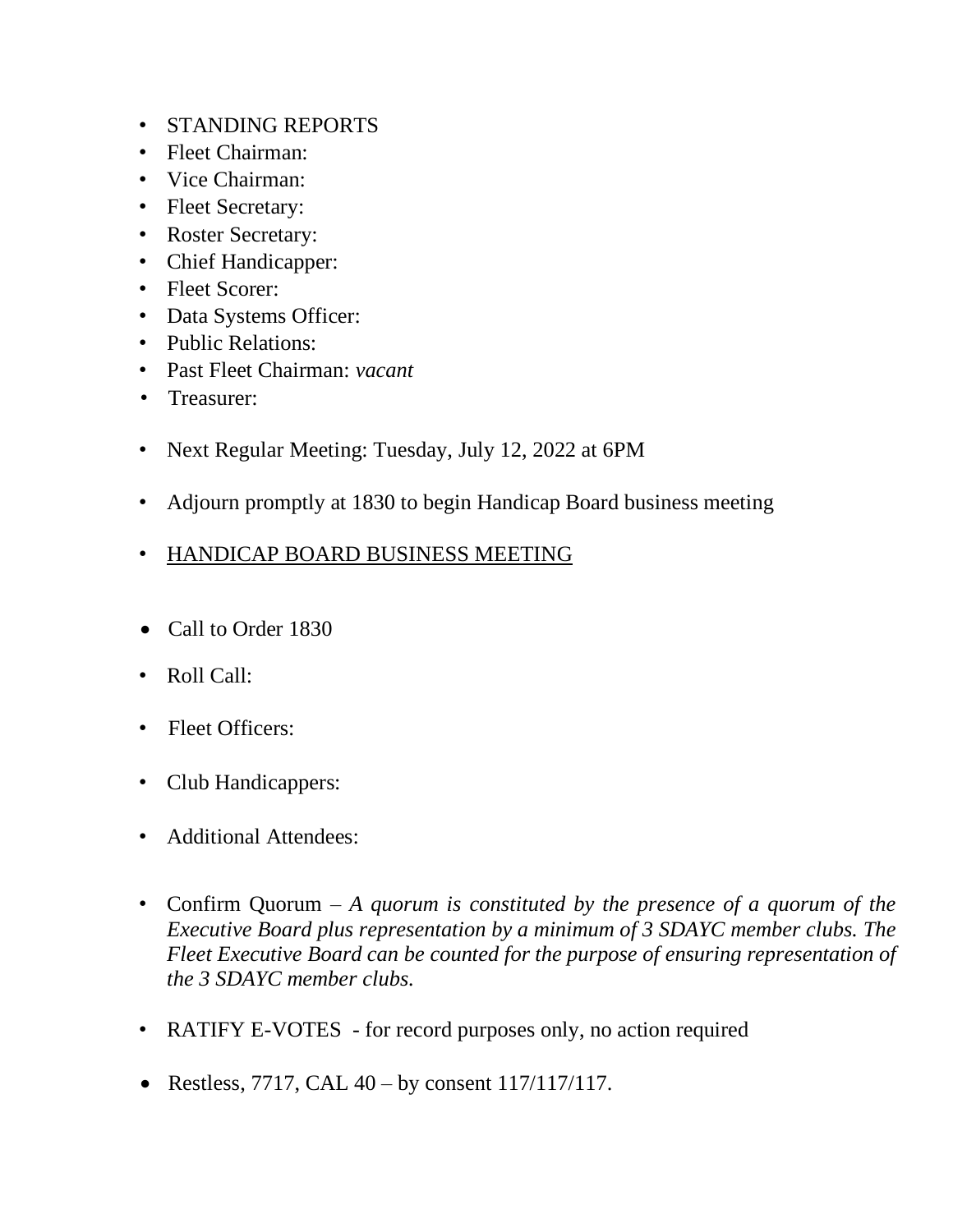- STANDING REPORTS
- Fleet Chairman:
- Vice Chairman:
- Fleet Secretary:
- Roster Secretary:
- Chief Handicapper:
- Fleet Scorer:
- Data Systems Officer:
- Public Relations:
- Past Fleet Chairman: *vacant*
- Treasurer:

- Next Regular Meeting: Tuesday, July 12, 2022 at 6PM

- Adjourn promptly at 1830 to begin Handicap Board business meeting

- <u>HANDICAP BOARD BUSINESS MEETING</u>

- Call to Order 1830

- Roll Call:

- Fleet Officers:

- Club Handicappers:

- Additional Attendees:

- Confirm Quorum – *A quorum is constituted by the presence of a quorum of the Executive Board plus representation by a minimum of 3 SDAYC member clubs. The Fleet Executive Board can be counted for the purpose of ensuring representation of the 3 SDAYC member clubs.*

- RATIFY E-VOTES - for record purposes only, no action required

- Restless, 7717, CAL 40 – by consent 117/117/117.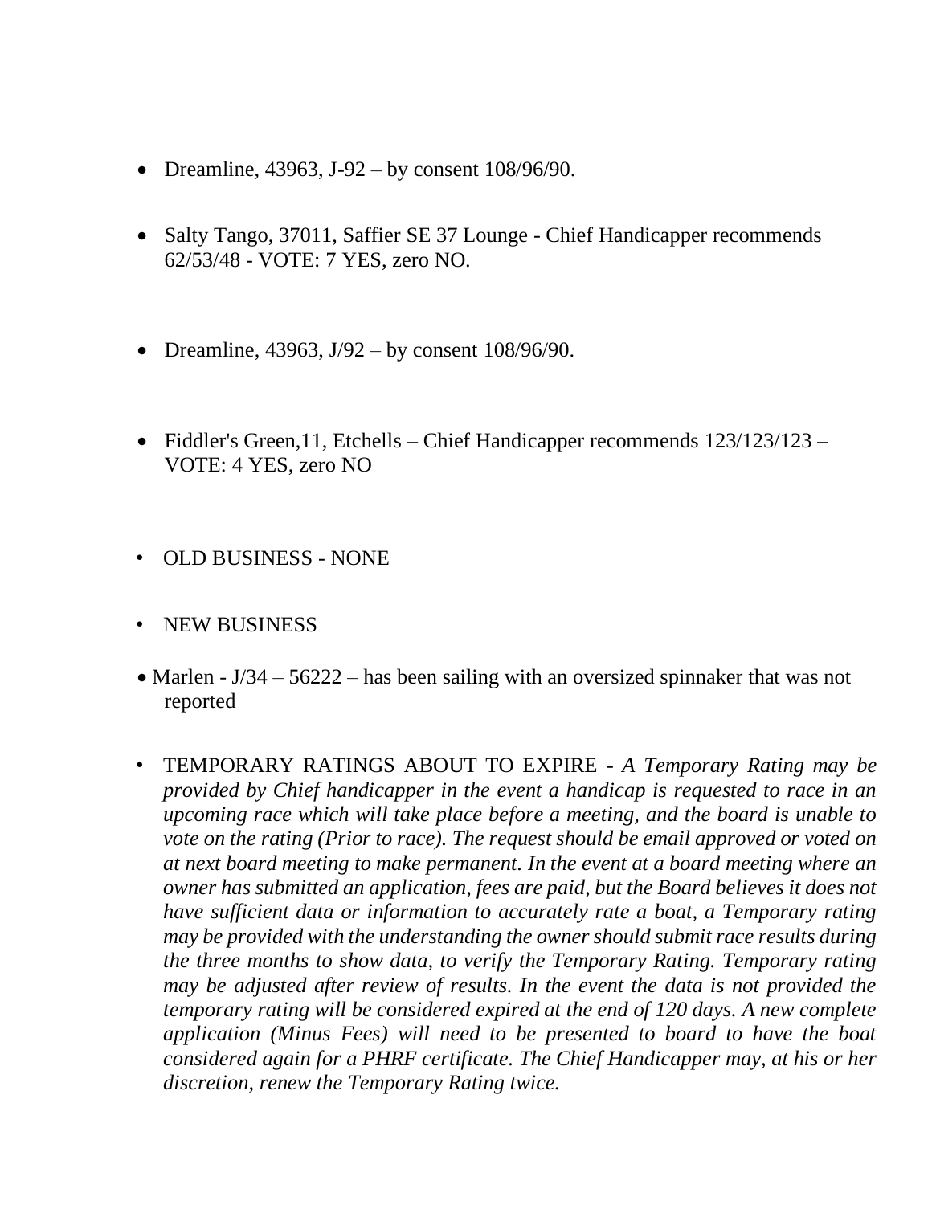- Dreamline, 43963, J-92 – by consent 108/96/90.
- Salty Tango, 37011, Saffier SE 37 Lounge - Chief Handicapper recommends 62/53/48 - VOTE: 7 YES, zero NO.
- Dreamline, 43963, J/92 – by consent 108/96/90.
- Fiddler's Green,11, Etchells – Chief Handicapper recommends 123/123/123 – VOTE: 4 YES, zero NO

- OLD BUSINESS - NONE
- NEW BUSINESS
- Marlen - J/34 – 56222 – has been sailing with an oversized spinnaker that was not reported
- TEMPORARY RATINGS ABOUT TO EXPIRE - *A Temporary Rating may be provided by Chief handicapper in the event a handicap is requested to race in an upcoming race which will take place before a meeting, and the board is unable to vote on the rating (Prior to race). The request should be email approved or voted on at next board meeting to make permanent. In the event at a board meeting where an owner has submitted an application, fees are paid, but the Board believes it does not have sufficient data or information to accurately rate a boat, a Temporary rating may be provided with the understanding the owner should submit race results during the three months to show data, to verify the Temporary Rating. Temporary rating may be adjusted after review of results. In the event the data is not provided the temporary rating will be considered expired at the end of 120 days. A new complete application (Minus Fees) will need to be presented to board to have the boat considered again for a PHRF certificate. The Chief Handicapper may, at his or her discretion, renew the Temporary Rating twice.*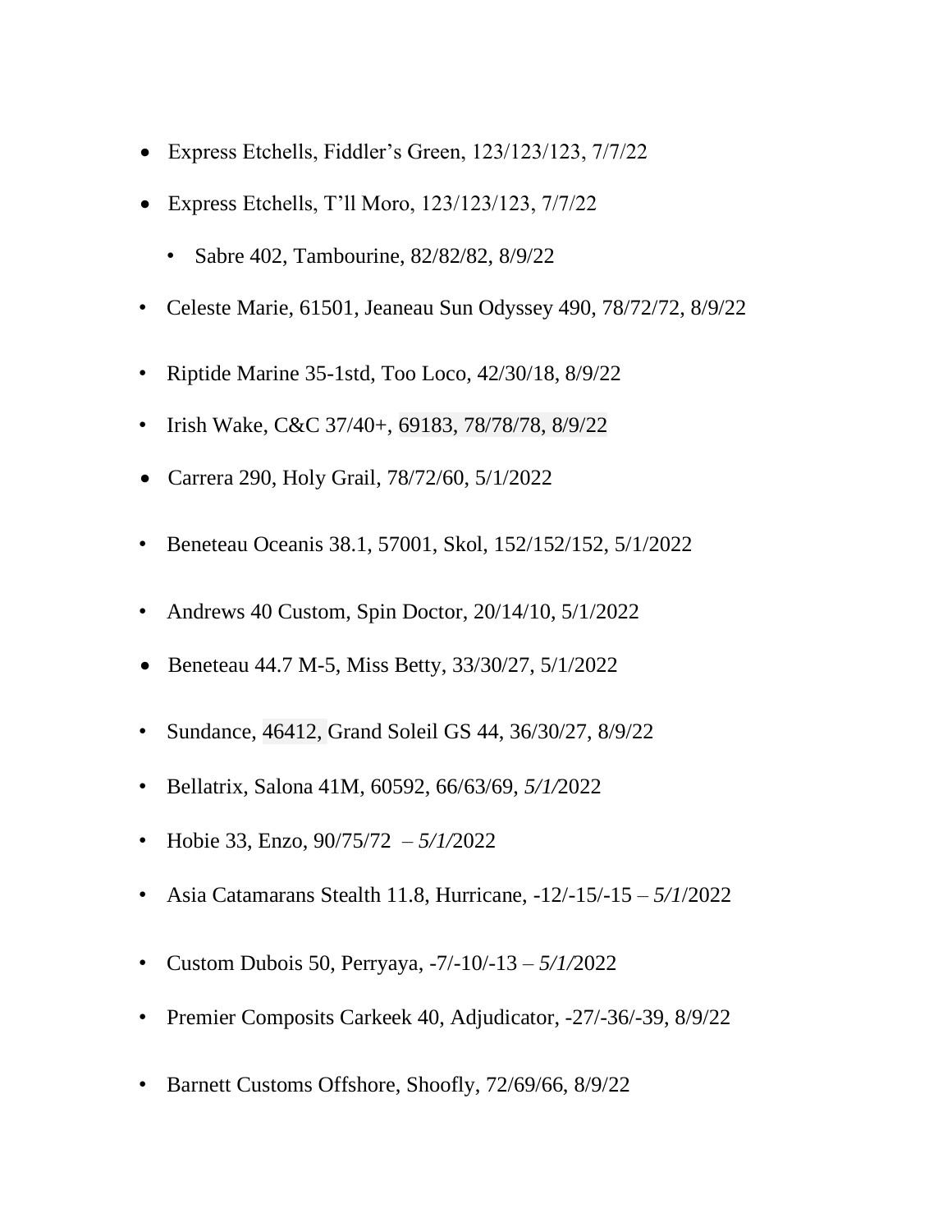- Express Etchells, Fiddler's Green, 123/123/123, 7/7/22
- Express Etchells, T'll Moro, 123/123/123, 7/7/22
    - Sabre 402, Tambourine, 82/82/82, 8/9/22
- Celeste Marie, 61501, Jeaneau Sun Odyssey 490, 78/72/72, 8/9/22
- Riptide Marine 35-1std, Too Loco, 42/30/18, 8/9/22
- Irish Wake, C&C 37/40+, 69183, 78/78/78, 8/9/22
- Carrera 290, Holy Grail, 78/72/60, 5/1/2022
- Beneteau Oceanis 38.1, 57001, Skol, 152/152/152, 5/1/2022
- Andrews 40 Custom, Spin Doctor, 20/14/10, 5/1/2022
- Beneteau 44.7 M-5, Miss Betty, 33/30/27, 5/1/2022
- Sundance, 46412, Grand Soleil GS 44, 36/30/27, 8/9/22
- Bellatrix, Salona 41M, 60592, 66/63/69, *5/1/*2022
- Hobie 33, Enzo, 90/75/72 – *5/1/*2022
- Asia Catamarans Stealth 11.8, Hurricane, -12/-15/-15 – *5/1*/2022
- Custom Dubois 50, Perryaya, -7/-10/-13 – *5/1/*2022
- Premier Composits Carkeek 40, Adjudicator, -27/-36/-39, 8/9/22
- Barnett Customs Offshore, Shoofly, 72/69/66, 8/9/22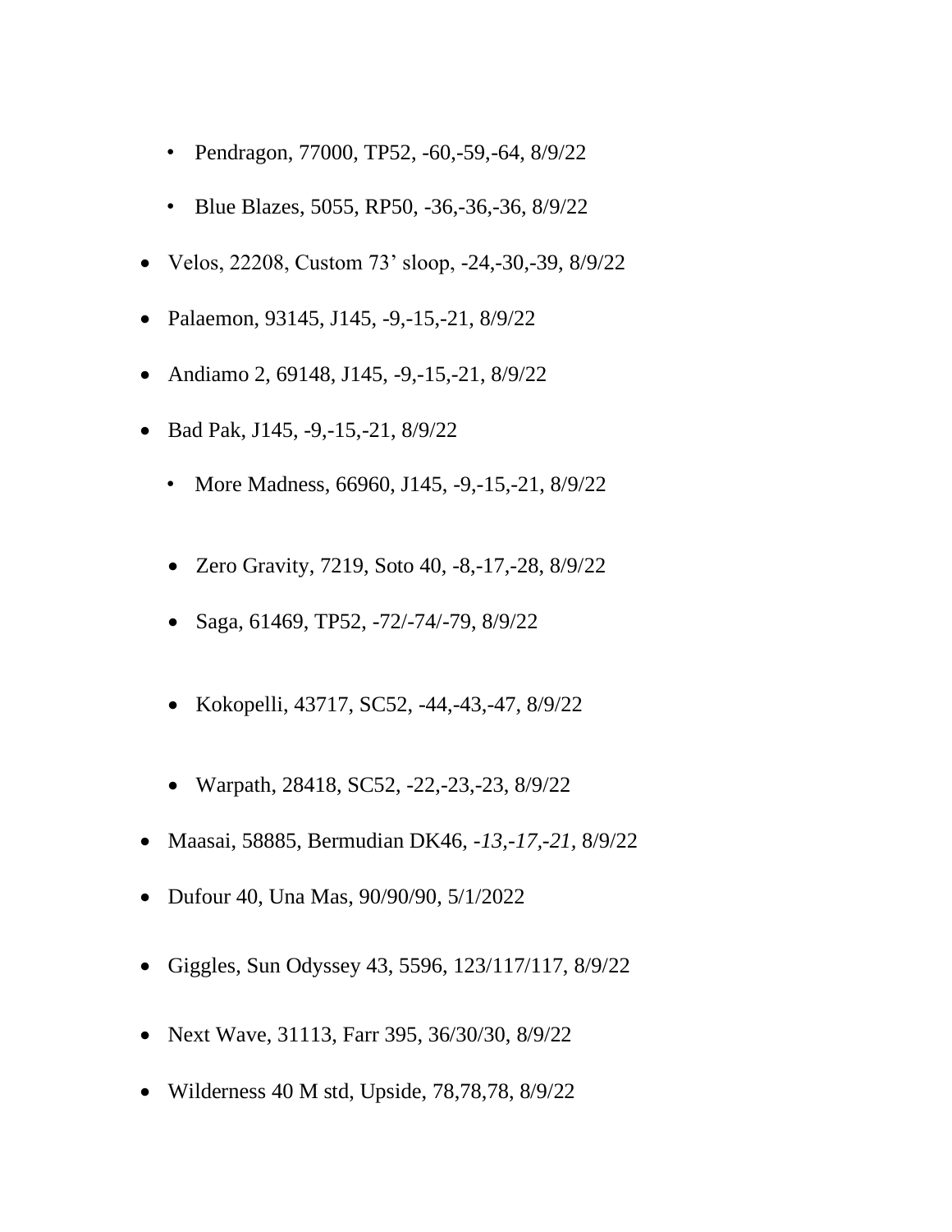- Pendragon, 77000, TP52, -60,-59,-64, 8/9/22
- Blue Blazes, 5055, RP50, -36,-36,-36, 8/9/22

- Velos, 22208, Custom 73' sloop, -24,-30,-39, 8/9/22
- Palaemon, 93145, J145, -9,-15,-21, 8/9/22
- Andiamo 2, 69148, J145, -9,-15,-21, 8/9/22
- Bad Pak, J145, -9,-15,-21, 8/9/22
  - More Madness, 66960, J145, -9,-15,-21, 8/9/22
  - Zero Gravity, 7219, Soto 40, -8,-17,-28, 8/9/22
  - Saga, 61469, TP52, -72/-74/-79, 8/9/22
  - Kokopelli, 43717, SC52, -44,-43,-47, 8/9/22
  - Warpath, 28418, SC52, -22,-23,-23, 8/9/22
- Maasai, 58885, Bermudian DK46, *-13,-17,-21,* 8/9/22
- Dufour 40, Una Mas, 90/90/90, 5/1/2022
- Giggles, Sun Odyssey 43, 5596, 123/117/117, 8/9/22
- Next Wave, 31113, Farr 395, 36/30/30, 8/9/22
- Wilderness 40 M std, Upside, 78,78,78, 8/9/22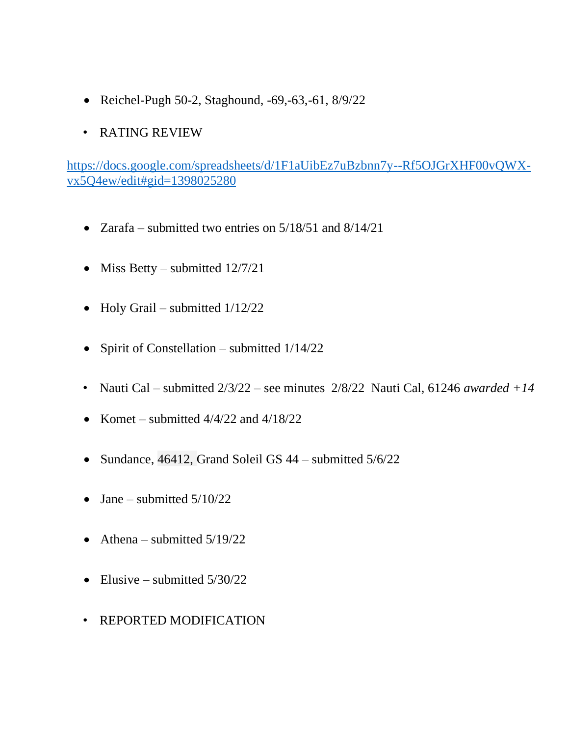- Reichel-Pugh 50-2, Staghound, -69,-63,-61, 8/9/22

- RATING REVIEW

[https://docs.google.com/spreadsheets/d/1F1aUibEz7uBzbnn7y--Rf5OJGrXHF00vQWX-vx5Q4ew/edit#gid=1398025280](https://docs.google.com/spreadsheets/d/1F1aUibEz7uBzbnn7y--Rf5OJGrXHF00vQWX-vx5Q4ew/edit#gid=1398025280)

- Zarafa – submitted two entries on 5/18/51 and 8/14/21

- Miss Betty – submitted 12/7/21

- Holy Grail – submitted 1/12/22

- Spirit of Constellation – submitted 1/14/22

- Nauti Cal – submitted 2/3/22 – see minutes 2/8/22 Nauti Cal, 61246 *awarded +14*

- Komet – submitted 4/4/22 and 4/18/22

- Sundance, 46412, Grand Soleil GS 44 – submitted 5/6/22

- Jane – submitted 5/10/22

- Athena – submitted 5/19/22

- Elusive – submitted 5/30/22

- REPORTED MODIFICATION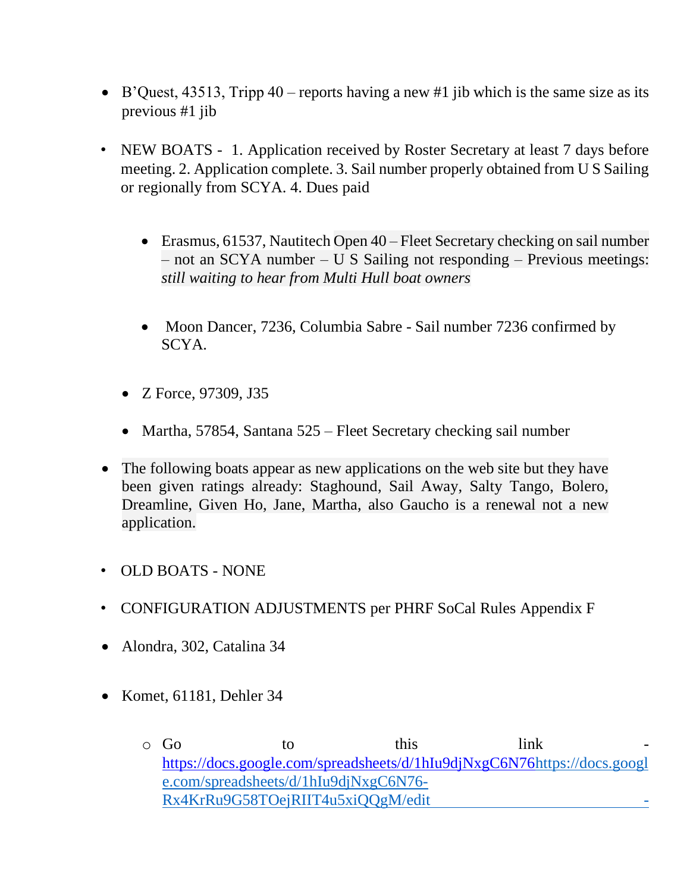- B'Quest, 43513, Tripp 40 – reports having a new #1 jib which is the same size as its previous #1 jib

- NEW BOATS - 1. Application received by Roster Secretary at least 7 days before meeting. 2. Application complete. 3. Sail number properly obtained from U S Sailing or regionally from SCYA. 4. Dues paid

  - Erasmus, 61537, Nautitech Open 40 – Fleet Secretary checking on sail number – not an SCYA number – U S Sailing not responding – Previous meetings: *still waiting to hear from Multi Hull boat owners*

  - Moon Dancer, 7236, Columbia Sabre - Sail number 7236 confirmed by SCYA.

  - Z Force, 97309, J35

  - Martha, 57854, Santana 525 – Fleet Secretary checking sail number

- The following boats appear as new applications on the web site but they have been given ratings already: Staghound, Sail Away, Salty Tango, Bolero, Dreamline, Given Ho, Jane, Martha, also Gaucho is a renewal not a new application.

- OLD BOATS - NONE

- CONFIGURATION ADJUSTMENTS per PHRF SoCal Rules Appendix F

- Alondra, 302, Catalina 34

- Komet, 61181, Dehler 34

  - Go to this link - https://docs.google.com/spreadsheets/d/1hIu9djNxgC6N76https://docs.google.com/spreadsheets/d/1hIu9djNxgC6N76-Rx4KrRu9G58TOejRIIT4u5xiQQgM/edit -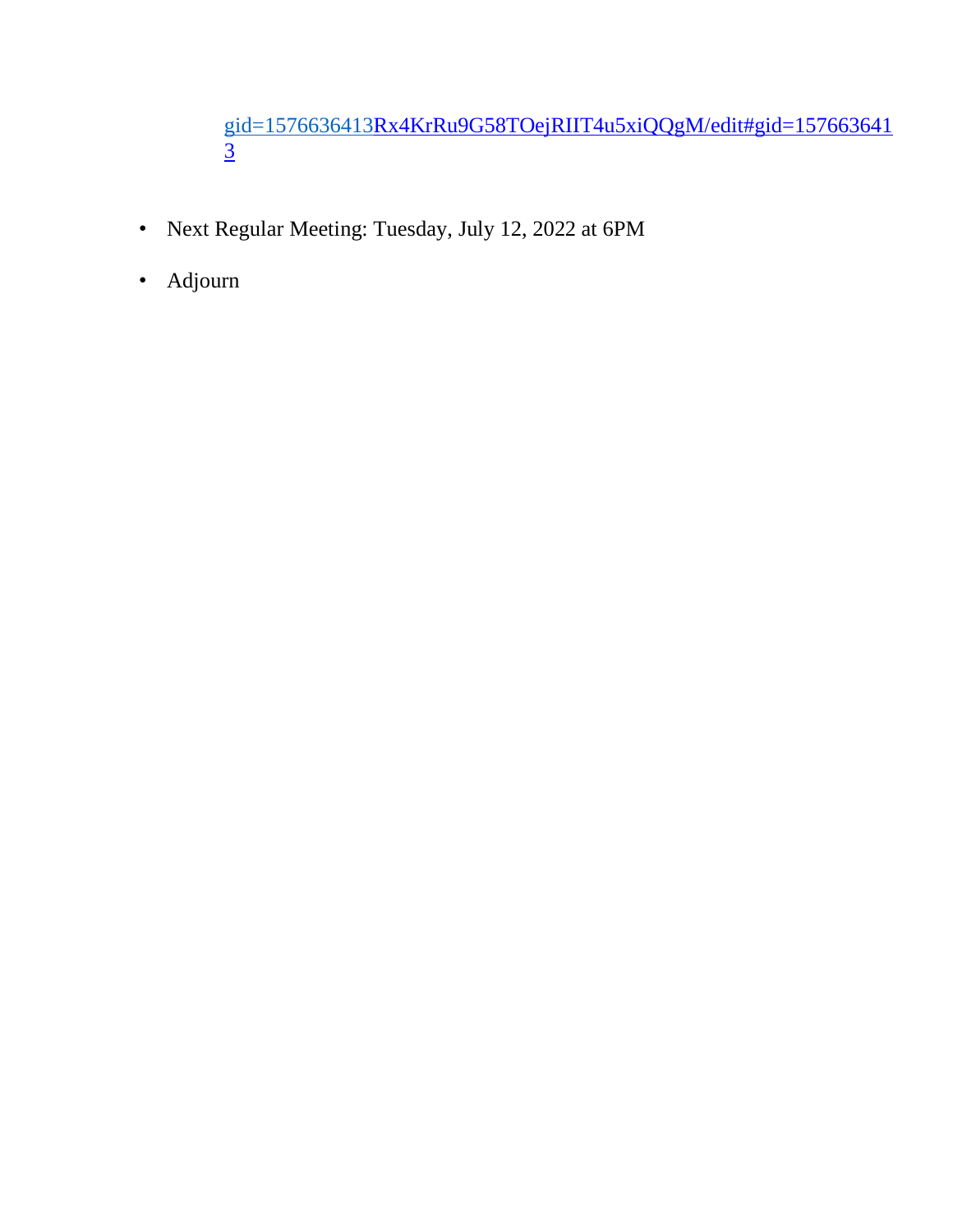gid=1576636413Rx4KrRu9G58TOejRIIT4u5xiQQgM/edit#gid=1576636413

- Next Regular Meeting: Tuesday, July 12, 2022 at 6PM
- Adjourn